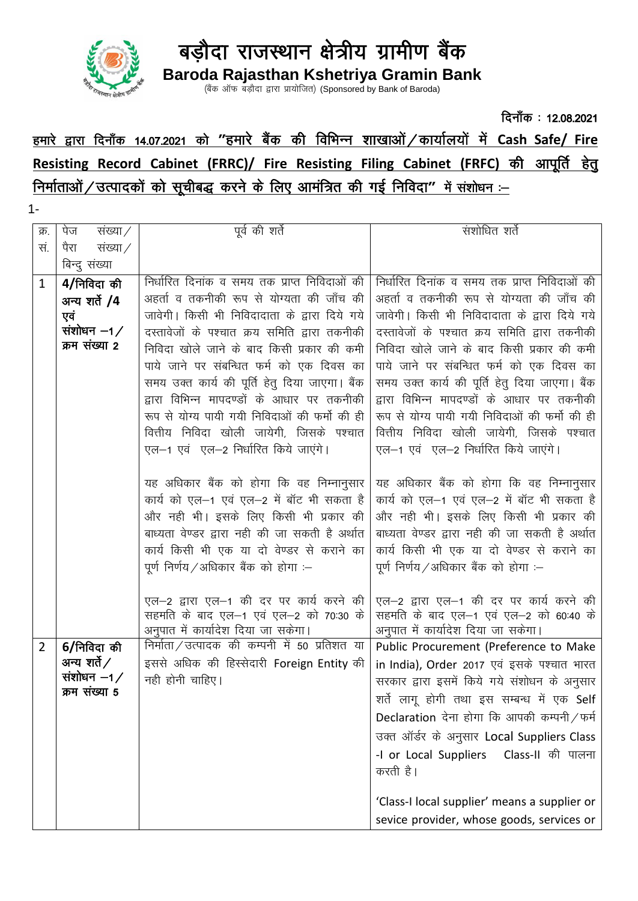# बड़ौदा राजस्थान क्षेत्रीय ग्रामीण बैंक

**Baroda Rajasthan Kshetriya Gramin Bank**

(बैंक ऑफ बड़ौदा द्वारा प्रायोजित) (Sponsored by Bank of Baroda)

दिनाँक : 12.08.2021

**<u>हमारे द्वारा दिनाँक 14.07.2021 को "हमारे बैंक की विभिन्न शाखाओं/कार्यालयों में Cash Safe/ Fire Resisting Record Cabinet (FRRC)/ Fire Resisting Filing Cabinet (FRFC) की आपूर्ति हेतु निर्माताओं/उत्पादकों को सूचीबद्ध करने के लिए आमंत्रित की गई निविदा" में संशोधन :–</u>**

1-

| क्र. सं. | पेज संख्या/ पैरा संख्या/ बिन्दु संख्या | पूर्व की शर्ते | संशोधित शर्ते |
|---|---|---|---|
| 1 | **4/निविदा की अन्य शर्ते /4 एवं संशोधन –1/ क्रम संख्या 2** | निर्धारित दिनांक व समय तक प्राप्त निविदाओं की अहर्ता व तकनीकी रूप से योग्यता की जाँच की जावेगी। किसी भी निविदादाता के द्वारा दिये गये दस्तावेजों के पश्चात क्रय समिति द्वारा तकनीकी निविदा खोले जाने के बाद किसी प्रकार की कमी पाये जाने पर संबन्धित फर्म को एक दिवस का समय उक्त कार्य की पूर्ति हेतु दिया जाएगा। बैंक द्वारा विभिन्न मापदण्डों के आधार पर तकनीकी रूप से योग्य पायी गयी निविदाओं की फर्मो की ही वित्तीय निविदा खोली जायेगी, जिसके पश्चात एल–1 एवं एल–2 निर्धारित किये जाएंगे।<br><br>यह अधिकार बैंक को होगा कि वह निम्नानुसार कार्य को एल–1 एवं एल–2 में बॉट भी सकता है और नही भी। इसके लिए किसी भी प्रकार की बाध्यता वेण्डर द्वारा नही की जा सकती है अर्थात कार्य किसी भी एक या दो वेण्डर से कराने का पूर्ण निर्णय/अधिकार बैंक को होगा :–<br><br>एल–2 द्वारा एल–1 की दर पर कार्य करने की सहमति के बाद एल–1 एवं एल–2 को 70:30 के अनुपात में कार्यादेश दिया जा सकेगा। | निर्धारित दिनांक व समय तक प्राप्त निविदाओं की अहर्ता व तकनीकी रूप से योग्यता की जाँच की जावेगी। किसी भी निविदादाता के द्वारा दिये गये दस्तावेजों के पश्चात क्रय समिति द्वारा तकनीकी निविदा खोले जाने के बाद किसी प्रकार की कमी पाये जाने पर संबन्धित फर्म को एक दिवस का समय उक्त कार्य की पूर्ति हेतु दिया जाएगा। बैंक द्वारा विभिन्न मापदण्डों के आधार पर तकनीकी रूप से योग्य पायी गयी निविदाओं की फर्मो की ही वित्तीय निविदा खोली जायेगी, जिसके पश्चात एल–1 एवं एल–2 निर्धारित किये जाएंगे।<br><br>यह अधिकार बैंक को होगा कि वह निम्नानुसार कार्य को एल–1 एवं एल–2 में बॉट भी सकता है और नही भी। इसके लिए किसी भी प्रकार की बाध्यता वेण्डर द्वारा नही की जा सकती है अर्थात कार्य किसी भी एक या दो वेण्डर से कराने का पूर्ण निर्णय/अधिकार बैंक को होगा :–<br><br>एल–2 द्वारा एल–1 की दर पर कार्य करने की सहमति के बाद एल–1 एवं एल–2 को 60:40 के अनुपात में कार्यादेश दिया जा सकेगा। |
| 2 | **6/निविदा की अन्य शर्ते/ संशोधन –1/ क्रम संख्या 5** | निर्माता/उत्पादक की कम्पनी में 50 प्रतिशत या इससे अधिक की हिस्सेदारी Foreign Entity की नही होनी चाहिए। | Public Procurement (Preference to Make in India), Order 2017 एवं इसके पश्चात भारत सरकार द्वारा इसमें किये गये संशोधन के अनुसार शर्ते लागू होगी तथा इस सम्बन्ध में एक Self Declaration देना होगा कि आपकी कम्पनी/फर्म उक्त ऑर्डर के अनुसार Local Suppliers Class -I or Local Suppliers Class-II की पालना करती है।<br><br>'Class-I local supplier' means a supplier or sevice provider, whose goods, services or |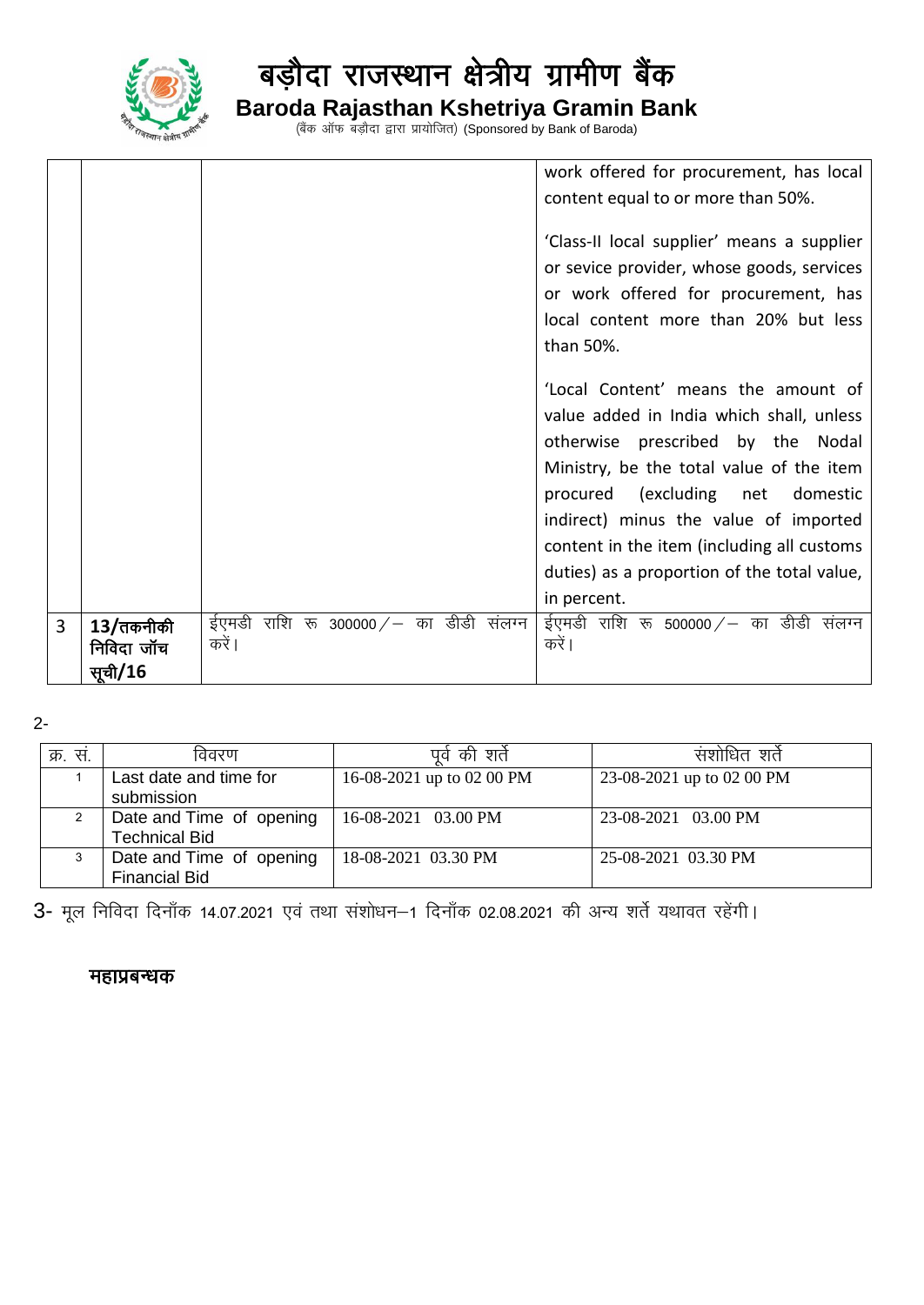# बड़ौदा राजस्थान क्षेत्रीय ग्रामीण बैंक

**Baroda Rajasthan Kshetriya Gramin Bank**

(बैंक ऑफ बड़ौदा द्वारा प्रायोजित) (Sponsored by Bank of Baroda)

| | | | |
|---|---|---|---|
| | | | work offered for procurement, has local content equal to or more than 50%.<br><br>'Class-II local supplier' means a supplier or sevice provider, whose goods, services or work offered for procurement, has local content more than 20% but less than 50%.<br><br>'Local Content' means the amount of value added in India which shall, unless otherwise prescribed by the Nodal Ministry, be the total value of the item procured (excluding net domestic indirect) minus the value of imported content in the item (including all customs duties) as a proportion of the total value, in percent. |
| 3 | **13/तकनीकी निविदा जॉच सूची/16** | ईएमडी राशि रू 300000/– का डीडी संलग्न करें। | ईएमडी राशि रू 500000/– का डीडी संलग्न करें। |

2-

| क्र. सं. | विवरण | पूर्व की शर्ते | संशोधित शर्ते |
|---|---|---|---|
| 1 | Last date and time for submission | 16-08-2021 up to 02 00 PM | 23-08-2021 up to 02 00 PM |
| 2 | Date and Time of opening Technical Bid | 16-08-2021 03.00 PM | 23-08-2021 03.00 PM |
| 3 | Date and Time of opening Financial Bid | 18-08-2021 03.30 PM | 25-08-2021 03.30 PM |

3- मूल निविदा दिनॉक 14.07.2021 एवं तथा संशोधन–1 दिनॉक 02.08.2021 की अन्य शर्ते यथावत रहेंगी।

**महाप्रबन्धक**